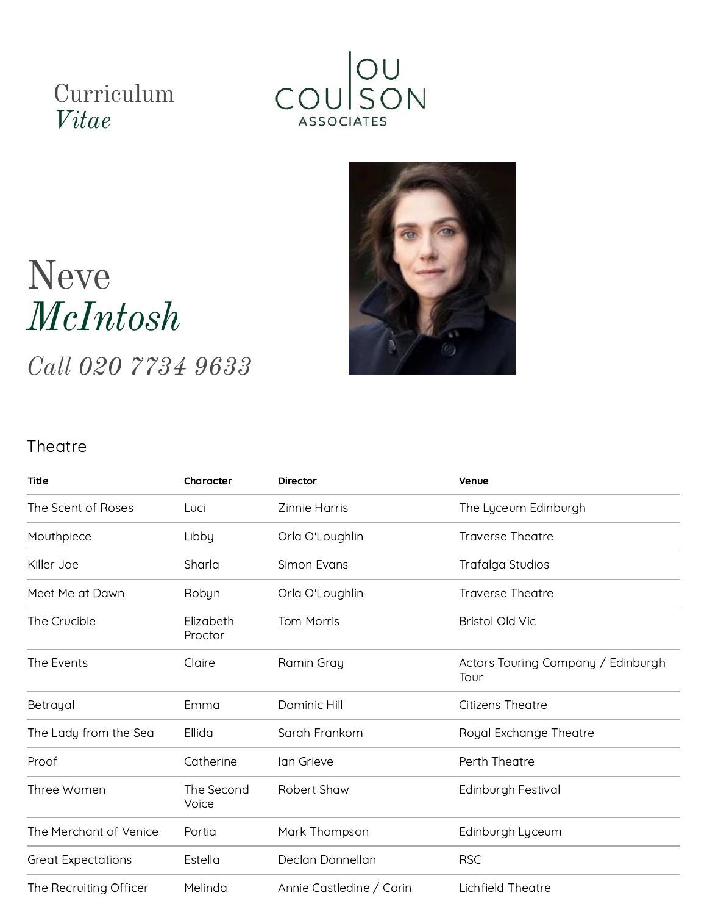Curriculum *Vitae*

LOU COULSON ASSOCIATES

# Neve *McIntosh*

*Call 020 7734 9633*

## Theatre

| Title | Character | Director | Venue |
|---|---|---|---|
| The Scent of Roses | Luci | Zinnie Harris | The Lyceum Edinburgh |
| Mouthpiece | Libby | Orla O'Loughlin | Traverse Theatre |
| Killer Joe | Sharla | Simon Evans | Trafalga Studios |
| Meet Me at Dawn | Robyn | Orla O'Loughlin | Traverse Theatre |
| The Crucible | Elizabeth Proctor | Tom Morris | Bristol Old Vic |
| The Events | Claire | Ramin Gray | Actors Touring Company / Edinburgh Tour |
| Betrayal | Emma | Dominic Hill | Citizens Theatre |
| The Lady from the Sea | Ellida | Sarah Frankom | Royal Exchange Theatre |
| Proof | Catherine | Ian Grieve | Perth Theatre |
| Three Women | The Second Voice | Robert Shaw | Edinburgh Festival |
| The Merchant of Venice | Portia | Mark Thompson | Edinburgh Lyceum |
| Great Expectations | Estella | Declan Donnellan | RSC |
| The Recruiting Officer | Melinda | Annie Castledine / Corin | Lichfield Theatre |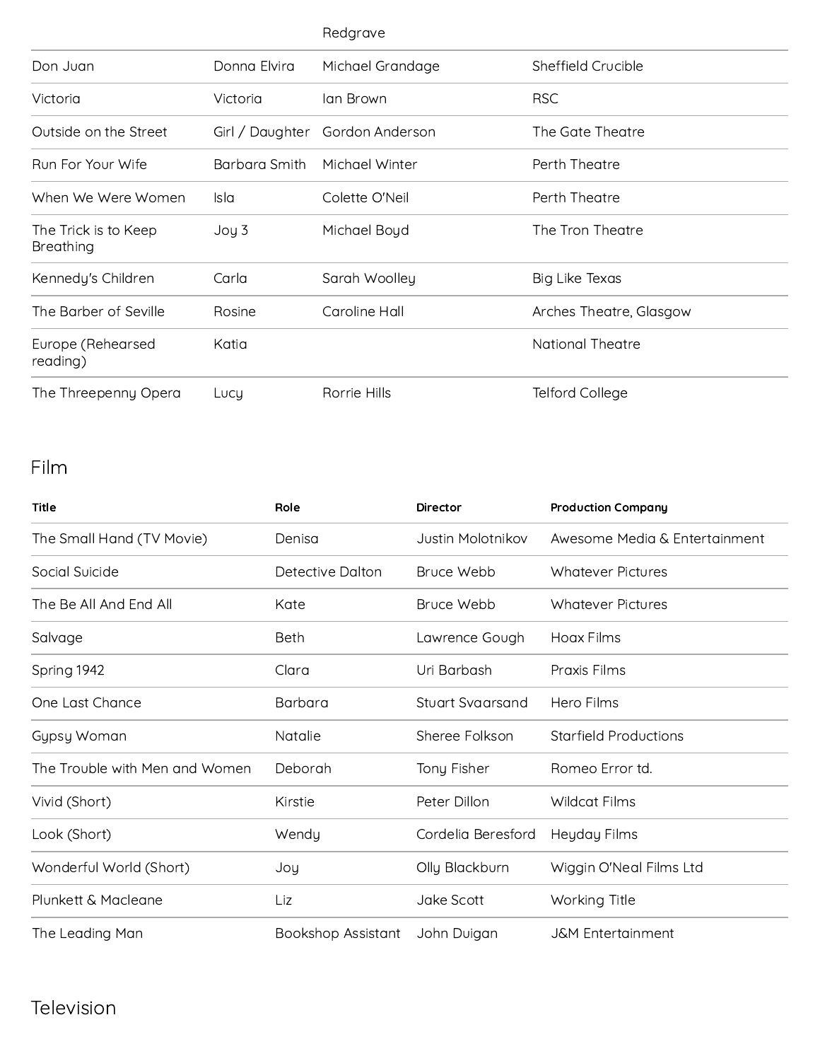| | | Redgrave | |
|---|---|---|---|
| Don Juan | Donna Elvira | Michael Grandage | Sheffield Crucible |
| Victoria | Victoria | Ian Brown | RSC |
| Outside on the Street | Girl / Daughter | Gordon Anderson | The Gate Theatre |
| Run For Your Wife | Barbara Smith | Michael Winter | Perth Theatre |
| When We Were Women | Isla | Colette O'Neil | Perth Theatre |
| The Trick is to Keep Breathing | Joy 3 | Michael Boyd | The Tron Theatre |
| Kennedy's Children | Carla | Sarah Woolley | Big Like Texas |
| The Barber of Seville | Rosine | Caroline Hall | Arches Theatre, Glasgow |
| Europe (Rehearsed reading) | Katia | | National Theatre |
| The Threepenny Opera | Lucy | Rorrie Hills | Telford College |

## Film

| Title | Role | Director | Production Company |
|---|---|---|---|
| The Small Hand (TV Movie) | Denisa | Justin Molotnikov | Awesome Media & Entertainment |
| Social Suicide | Detective Dalton | Bruce Webb | Whatever Pictures |
| The Be All And End All | Kate | Bruce Webb | Whatever Pictures |
| Salvage | Beth | Lawrence Gough | Hoax Films |
| Spring 1942 | Clara | Uri Barbash | Praxis Films |
| One Last Chance | Barbara | Stuart Svaarsand | Hero Films |
| Gypsy Woman | Natalie | Sheree Folkson | Starfield Productions |
| The Trouble with Men and Women | Deborah | Tony Fisher | Romeo Error td. |
| Vivid (Short) | Kirstie | Peter Dillon | Wildcat Films |
| Look (Short) | Wendy | Cordelia Beresford | Heyday Films |
| Wonderful World (Short) | Joy | Olly Blackburn | Wiggin O'Neal Films Ltd |
| Plunkett & Macleane | Liz | Jake Scott | Working Title |
| The Leading Man | Bookshop Assistant | John Duigan | J&M Entertainment |

## Television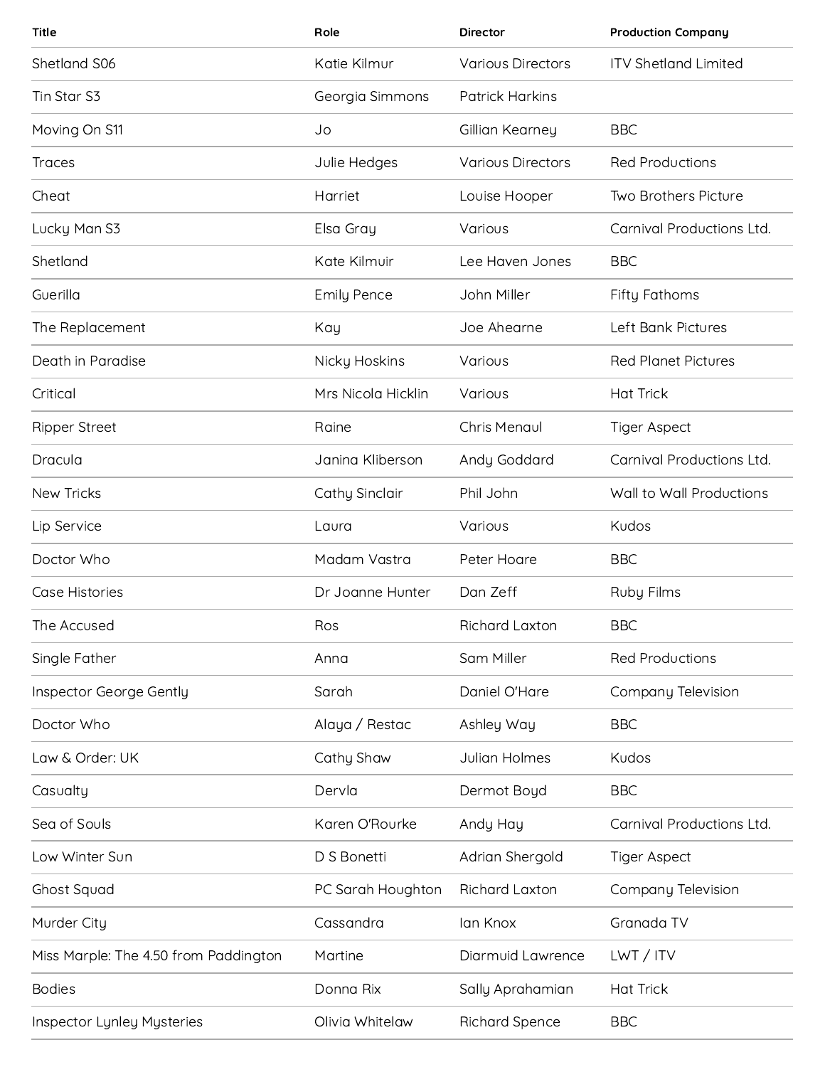| Title | Role | Director | Production Company |
| --- | --- | --- | --- |
| Shetland S06 | Katie Kilmur | Various Directors | ITV Shetland Limited |
| Tin Star S3 | Georgia Simmons | Patrick Harkins | |
| Moving On S11 | Jo | Gillian Kearney | BBC |
| Traces | Julie Hedges | Various Directors | Red Productions |
| Cheat | Harriet | Louise Hooper | Two Brothers Picture |
| Lucky Man S3 | Elsa Gray | Various | Carnival Productions Ltd. |
| Shetland | Kate Kilmuir | Lee Haven Jones | BBC |
| Guerilla | Emily Pence | John Miller | Fifty Fathoms |
| The Replacement | Kay | Joe Ahearne | Left Bank Pictures |
| Death in Paradise | Nicky Hoskins | Various | Red Planet Pictures |
| Critical | Mrs Nicola Hicklin | Various | Hat Trick |
| Ripper Street | Raine | Chris Menaul | Tiger Aspect |
| Dracula | Janina Kliberson | Andy Goddard | Carnival Productions Ltd. |
| New Tricks | Cathy Sinclair | Phil John | Wall to Wall Productions |
| Lip Service | Laura | Various | Kudos |
| Doctor Who | Madam Vastra | Peter Hoare | BBC |
| Case Histories | Dr Joanne Hunter | Dan Zeff | Ruby Films |
| The Accused | Ros | Richard Laxton | BBC |
| Single Father | Anna | Sam Miller | Red Productions |
| Inspector George Gently | Sarah | Daniel O'Hare | Company Television |
| Doctor Who | Alaya / Restac | Ashley Way | BBC |
| Law & Order: UK | Cathy Shaw | Julian Holmes | Kudos |
| Casualty | Dervla | Dermot Boyd | BBC |
| Sea of Souls | Karen O'Rourke | Andy Hay | Carnival Productions Ltd. |
| Low Winter Sun | D S Bonetti | Adrian Shergold | Tiger Aspect |
| Ghost Squad | PC Sarah Houghton | Richard Laxton | Company Television |
| Murder City | Cassandra | Ian Knox | Granada TV |
| Miss Marple: The 4.50 from Paddington | Martine | Diarmuid Lawrence | LWT / ITV |
| Bodies | Donna Rix | Sally Aprahamian | Hat Trick |
| Inspector Lynley Mysteries | Olivia Whitelaw | Richard Spence | BBC |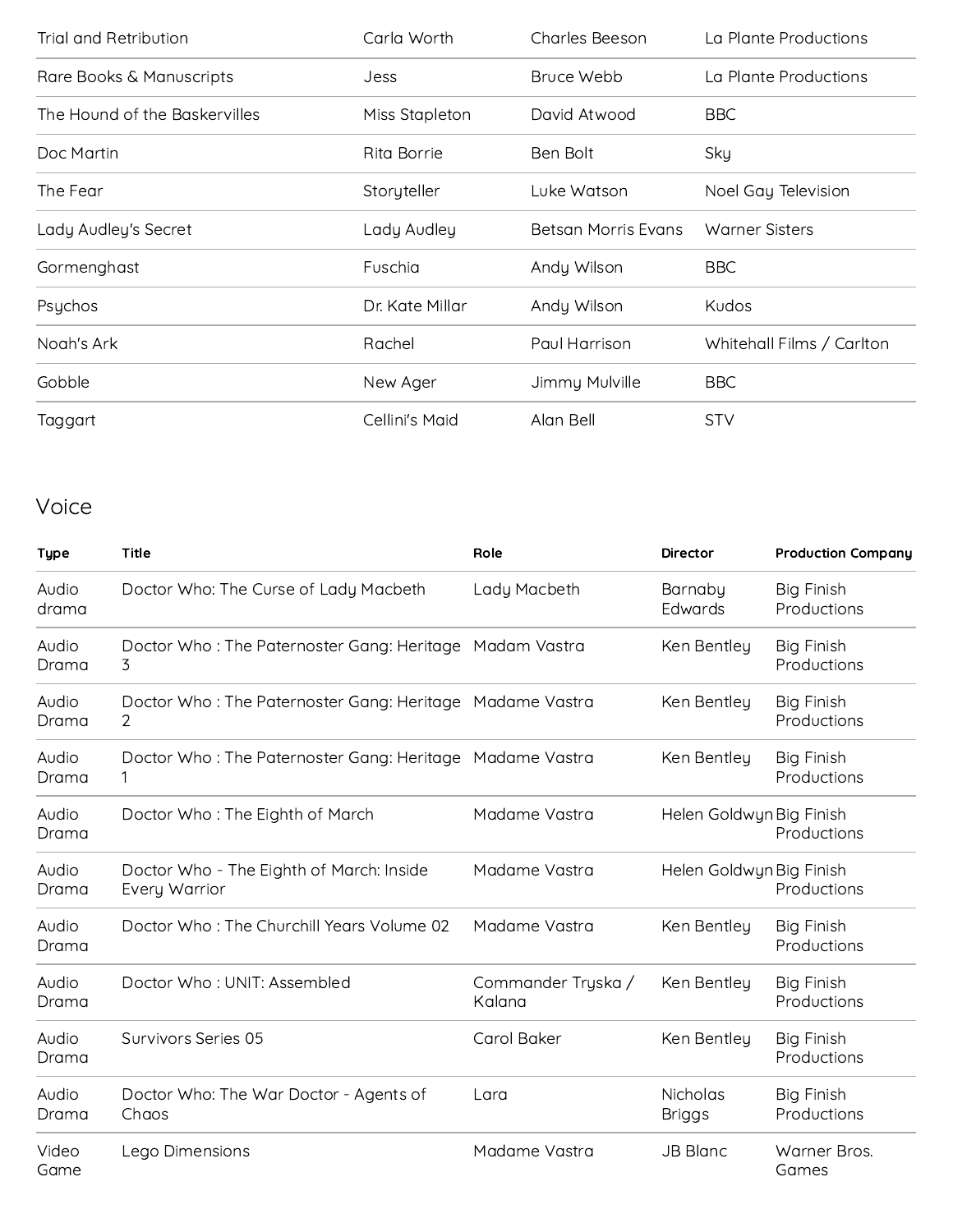| | | | |
|---|---|---|---|
| Trial and Retribution | Carla Worth | Charles Beeson | La Plante Productions |
| Rare Books & Manuscripts | Jess | Bruce Webb | La Plante Productions |
| The Hound of the Baskervilles | Miss Stapleton | David Atwood | BBC |
| Doc Martin | Rita Borrie | Ben Bolt | Sky |
| The Fear | Storyteller | Luke Watson | Noel Gay Television |
| Lady Audley's Secret | Lady Audley | Betsan Morris Evans | Warner Sisters |
| Gormenghast | Fuschia | Andy Wilson | BBC |
| Psychos | Dr. Kate Millar | Andy Wilson | Kudos |
| Noah's Ark | Rachel | Paul Harrison | Whitehall Films / Carlton |
| Gobble | New Ager | Jimmy Mulville | BBC |
| Taggart | Cellini's Maid | Alan Bell | STV |

## Voice

| Type | Title | Role | Director | Production Company |
|---|---|---|---|---|
| Audio drama | Doctor Who: The Curse of Lady Macbeth | Lady Macbeth | Barnaby Edwards | Big Finish Productions |
| Audio Drama | Doctor Who : The Paternoster Gang: Heritage 3 | Madam Vastra | Ken Bentley | Big Finish Productions |
| Audio Drama | Doctor Who : The Paternoster Gang: Heritage 2 | Madame Vastra | Ken Bentley | Big Finish Productions |
| Audio Drama | Doctor Who : The Paternoster Gang: Heritage 1 | Madame Vastra | Ken Bentley | Big Finish Productions |
| Audio Drama | Doctor Who : The Eighth of March | Madame Vastra | Helen Goldwyn | Big Finish Productions |
| Audio Drama | Doctor Who - The Eighth of March: Inside Every Warrior | Madame Vastra | Helen Goldwyn | Big Finish Productions |
| Audio Drama | Doctor Who : The Churchill Years Volume 02 | Madame Vastra | Ken Bentley | Big Finish Productions |
| Audio Drama | Doctor Who : UNIT: Assembled | Commander Tryska / Kalana | Ken Bentley | Big Finish Productions |
| Audio Drama | Survivors Series 05 | Carol Baker | Ken Bentley | Big Finish Productions |
| Audio Drama | Doctor Who: The War Doctor - Agents of Chaos | Lara | Nicholas Briggs | Big Finish Productions |
| Video Game | Lego Dimensions | Madame Vastra | JB Blanc | Warner Bros. Games |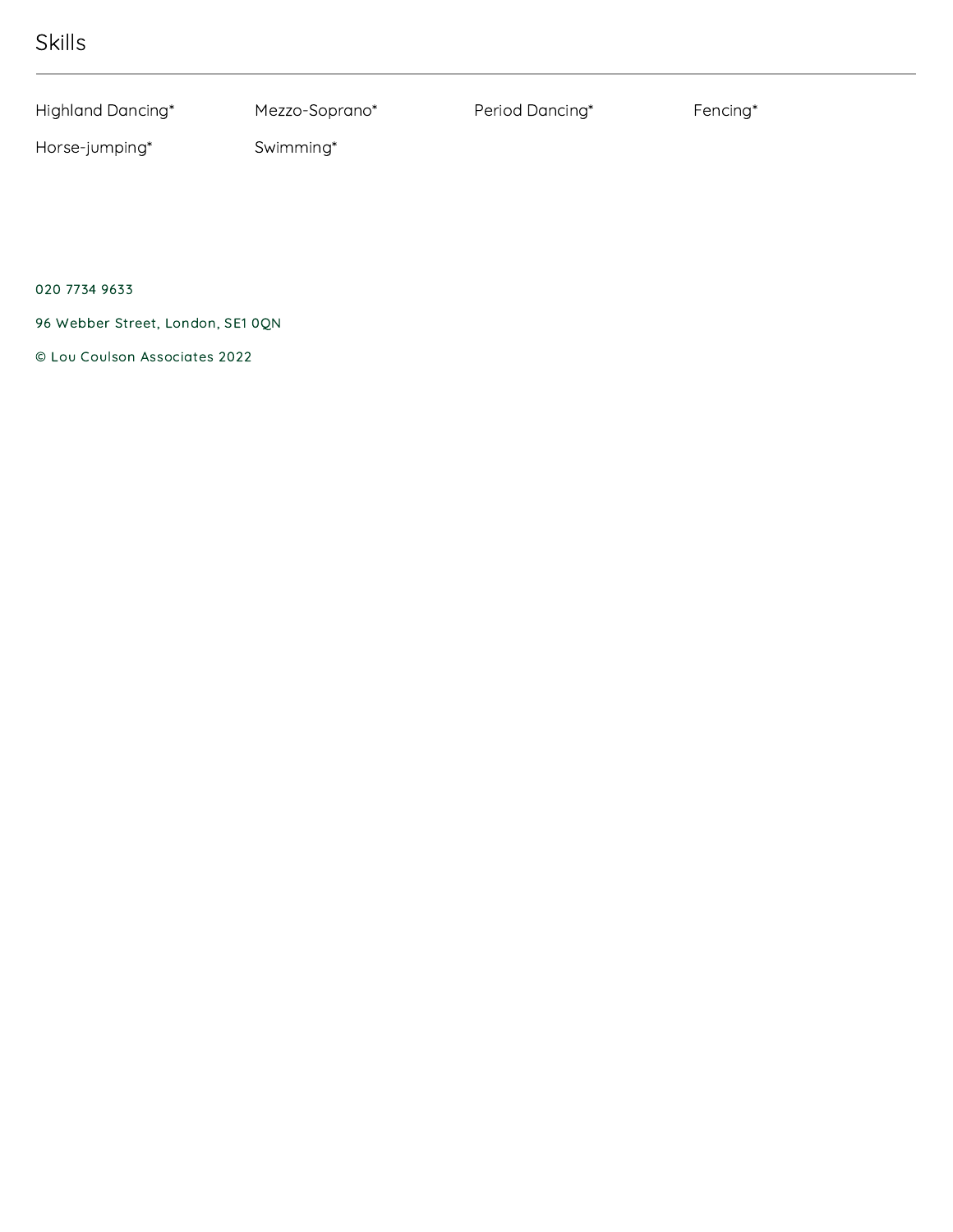## Skills

| | | | |
|---|---|---|---|
| Highland Dancing* | Mezzo-Soprano* | Period Dancing* | Fencing* |
| Horse-jumping* | Swimming* | | |

020 7734 9633

96 Webber Street, London, SE1 0QN

© Lou Coulson Associates 2022